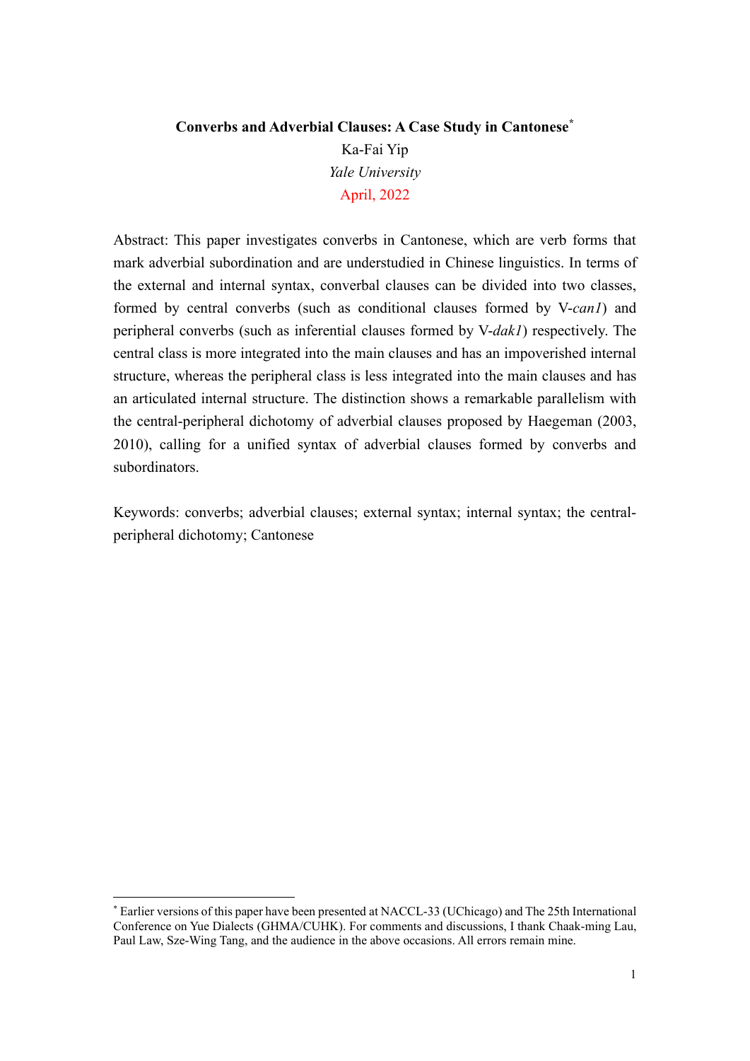**Converbs and Adverbial Clauses: A Case Study in Cantonese**[*]

Ka-Fai Yip

*Yale University*

April, 2022

Abstract: This paper investigates converbs in Cantonese, which are verb forms that mark adverbial subordination and are understudied in Chinese linguistics. In terms of the external and internal syntax, converbal clauses can be divided into two classes, formed by central converbs (such as conditional clauses formed by V-*can1*) and peripheral converbs (such as inferential clauses formed by V-*dak1*) respectively. The central class is more integrated into the main clauses and has an impoverished internal structure, whereas the peripheral class is less integrated into the main clauses and has an articulated internal structure. The distinction shows a remarkable parallelism with the central-peripheral dichotomy of adverbial clauses proposed by Haegeman (2003, 2010), calling for a unified syntax of adverbial clauses formed by converbs and subordinators.

Keywords: converbs; adverbial clauses; external syntax; internal syntax; the central-peripheral dichotomy; Cantonese

---

[*] Earlier versions of this paper have been presented at NACCL-33 (UChicago) and The 25th International Conference on Yue Dialects (GHMA/CUHK). For comments and discussions, I thank Chaak-ming Lau, Paul Law, Sze-Wing Tang, and the audience in the above occasions. All errors remain mine.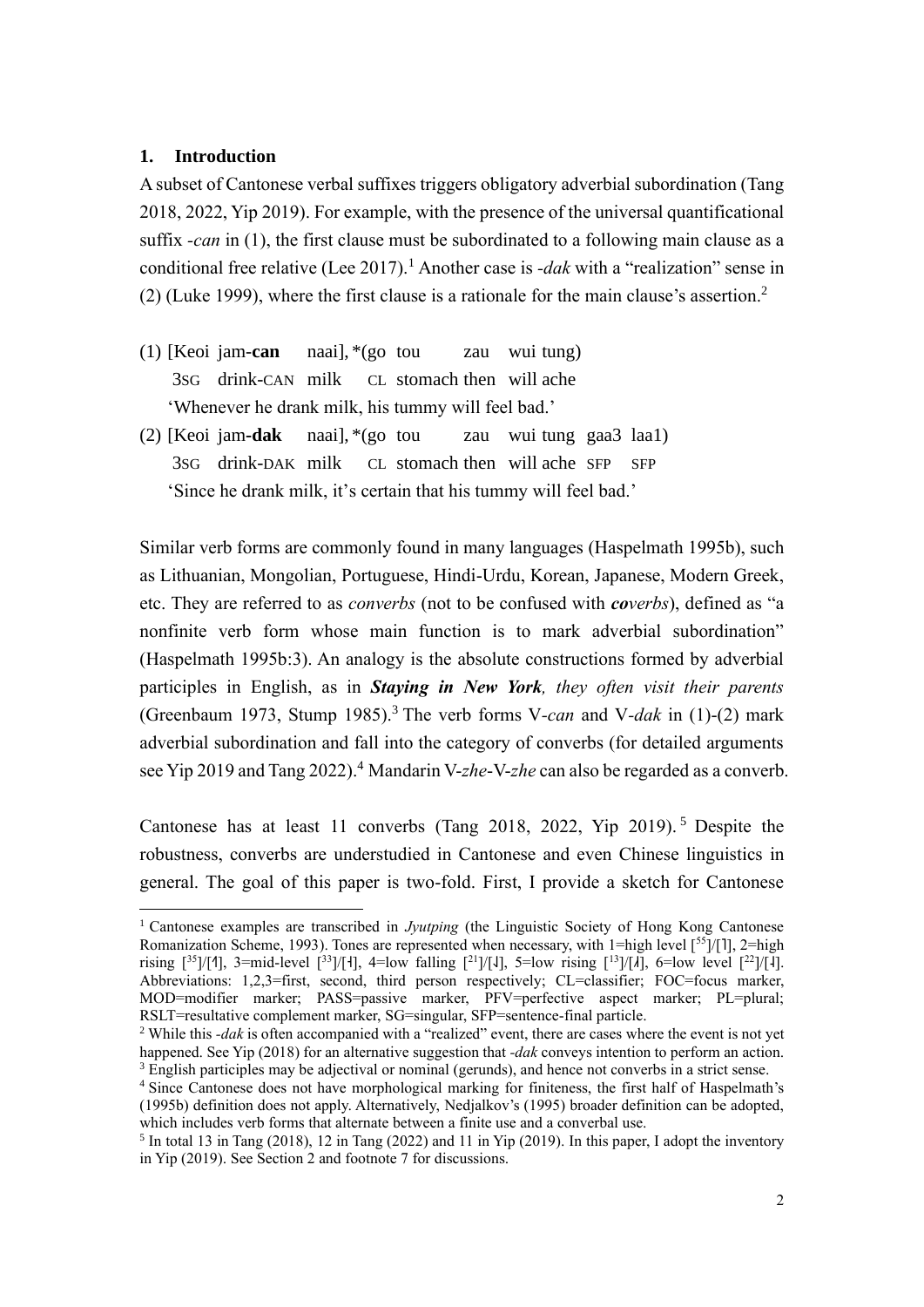## 1. Introduction

A subset of Cantonese verbal suffixes triggers obligatory adverbial subordination (Tang 2018, 2022, Yip 2019). For example, with the presence of the universal quantificational suffix *-can* in (1), the first clause must be subordinated to a following main clause as a conditional free relative (Lee 2017).[1] Another case is *-dak* with a "realization" sense in (2) (Luke 1999), where the first clause is a rationale for the main clause's assertion.[2]

(1) [Keoi jam-**can** naai], \*(go tou zau wui tung)
&nbsp;&nbsp;&nbsp;&nbsp;3SG drink-CAN milk CL stomach then will ache
&nbsp;&nbsp;&nbsp;&nbsp;'Whenever he drank milk, his tummy will feel bad.'

(2) [Keoi jam-**dak** naai], \*(go tou zau wui tung gaa3 laa1)
&nbsp;&nbsp;&nbsp;&nbsp;3SG drink-DAK milk CL stomach then will ache SFP SFP
&nbsp;&nbsp;&nbsp;&nbsp;'Since he drank milk, it's certain that his tummy will feel bad.'

Similar verb forms are commonly found in many languages (Haspelmath 1995b), such as Lithuanian, Mongolian, Portuguese, Hindi-Urdu, Korean, Japanese, Modern Greek, etc. They are referred to as *converbs* (not to be confused with ***co****verbs*), defined as "a nonfinite verb form whose main function is to mark adverbial subordination" (Haspelmath 1995b:3). An analogy is the absolute constructions formed by adverbial participles in English, as in ***Staying in New York****, they often visit their parents* (Greenbaum 1973, Stump 1985).[3] The verb forms V*-can* and V*-dak* in (1)-(2) mark adverbial subordination and fall into the category of converbs (for detailed arguments see Yip 2019 and Tang 2022).[4] Mandarin V-*zhe*-V-*zhe* can also be regarded as a converb.

Cantonese has at least 11 converbs (Tang 2018, 2022, Yip 2019).[5] Despite the robustness, converbs are understudied in Cantonese and even Chinese linguistics in general. The goal of this paper is two-fold. First, I provide a sketch for Cantonese

---

[1] Cantonese examples are transcribed in *Jyutping* (the Linguistic Society of Hong Kong Cantonese Romanization Scheme, 1993). Tones are represented when necessary, with 1=high level [55]/[˥], 2=high rising [35]/[˧˥], 3=mid-level [33]/[˧], 4=low falling [21]/[˨˩], 5=low rising [13]/[˩˧], 6=low level [22]/[˨]. Abbreviations: 1,2,3=first, second, third person respectively; CL=classifier; FOC=focus marker, MOD=modifier marker; PASS=passive marker, PFV=perfective aspect marker; PL=plural; RSLT=resultative complement marker, SG=singular, SFP=sentence-final particle.

[2] While this *-dak* is often accompanied with a "realized" event, there are cases where the event is not yet happened. See Yip (2018) for an alternative suggestion that *-dak* conveys intention to perform an action.

[3] English participles may be adjectival or nominal (gerunds), and hence not converbs in a strict sense.

[4] Since Cantonese does not have morphological marking for finiteness, the first half of Haspelmath's (1995b) definition does not apply. Alternatively, Nedjalkov's (1995) broader definition can be adopted, which includes verb forms that alternate between a finite use and a converbal use.

[5] In total 13 in Tang (2018), 12 in Tang (2022) and 11 in Yip (2019). In this paper, I adopt the inventory in Yip (2019). See Section 2 and footnote 7 for discussions.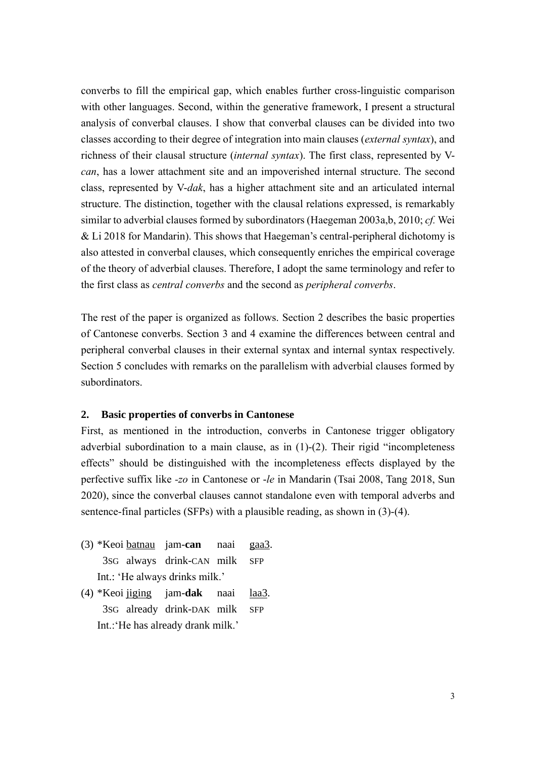converbs to fill the empirical gap, which enables further cross-linguistic comparison with other languages. Second, within the generative framework, I present a structural analysis of converbal clauses. I show that converbal clauses can be divided into two classes according to their degree of integration into main clauses (*external syntax*), and richness of their clausal structure (*internal syntax*). The first class, represented by V-*can*, has a lower attachment site and an impoverished internal structure. The second class, represented by V-*dak*, has a higher attachment site and an articulated internal structure. The distinction, together with the clausal relations expressed, is remarkably similar to adverbial clauses formed by subordinators (Haegeman 2003a,b, 2010; *cf.* Wei & Li 2018 for Mandarin). This shows that Haegeman's central-peripheral dichotomy is also attested in converbal clauses, which consequently enriches the empirical coverage of the theory of adverbial clauses. Therefore, I adopt the same terminology and refer to the first class as *central converbs* and the second as *peripheral converbs*.

The rest of the paper is organized as follows. Section 2 describes the basic properties of Cantonese converbs. Section 3 and 4 examine the differences between central and peripheral converbal clauses in their external syntax and internal syntax respectively. Section 5 concludes with remarks on the parallelism with adverbial clauses formed by subordinators.

## 2. Basic properties of converbs in Cantonese

First, as mentioned in the introduction, converbs in Cantonese trigger obligatory adverbial subordination to a main clause, as in (1)-(2). Their rigid "incompleteness effects" should be distinguished with the incompleteness effects displayed by the perfective suffix like *-zo* in Cantonese or *-le* in Mandarin (Tsai 2008, Tang 2018, Sun 2020), since the converbal clauses cannot standalone even with temporal adverbs and sentence-final particles (SFPs) with a plausible reading, as shown in (3)-(4).

(3) *Keoi <u>batnau</u> jam-**can** naai <u>gaa3</u>.
    3SG always drink-CAN milk SFP
    Int.: 'He always drinks milk.'

(4) *Keoi <u>jiging</u> jam-**dak** naai <u>laa3</u>.
    3SG already drink-DAK milk SFP
    Int.:'He has already drank milk.'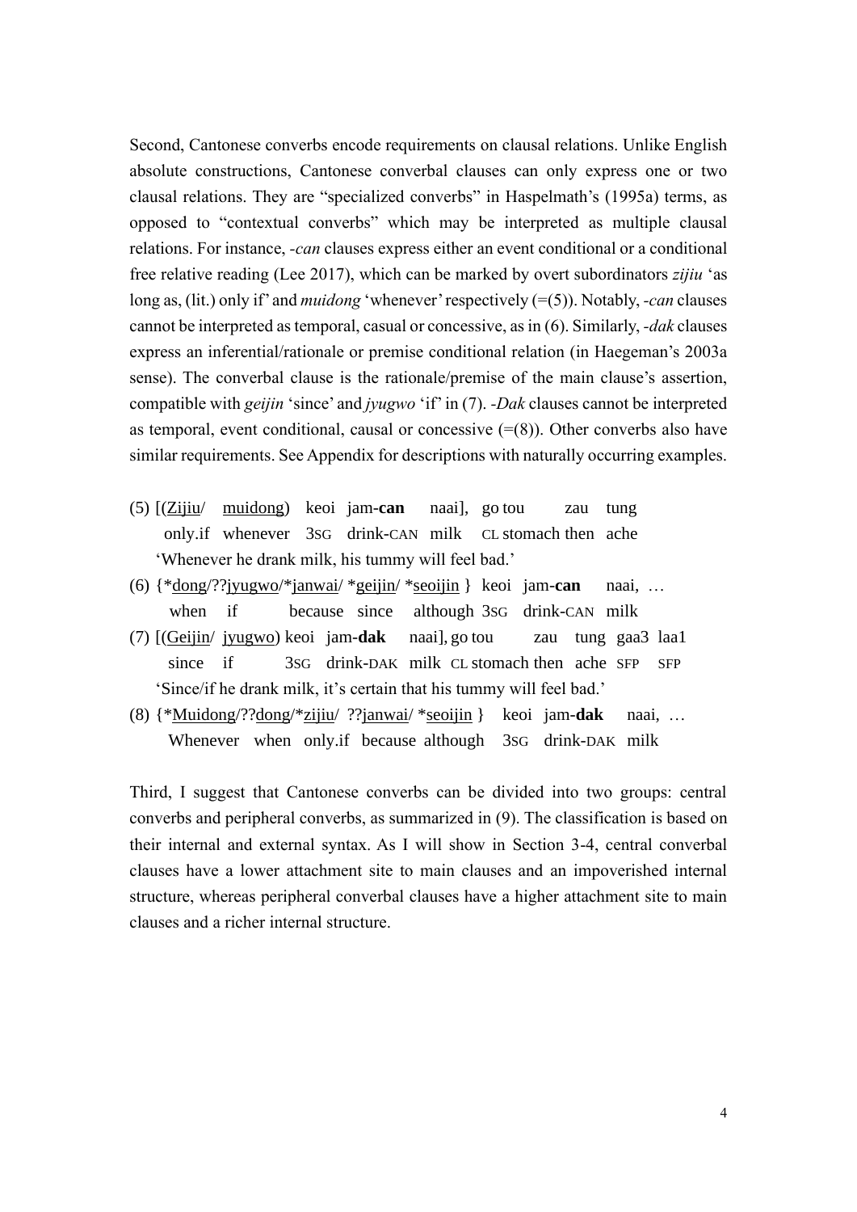Second, Cantonese converbs encode requirements on clausal relations. Unlike English absolute constructions, Cantonese converbal clauses can only express one or two clausal relations. They are "specialized converbs" in Haspelmath's (1995a) terms, as opposed to "contextual converbs" which may be interpreted as multiple clausal relations. For instance, *-can* clauses express either an event conditional or a conditional free relative reading (Lee 2017), which can be marked by overt subordinators *zijiu* 'as long as, (lit.) only if' and *muidong* 'whenever' respectively (=(5)). Notably, *-can* clauses cannot be interpreted as temporal, casual or concessive, as in (6). Similarly, *-dak* clauses express an inferential/rationale or premise conditional relation (in Haegeman's 2003a sense). The converbal clause is the rationale/premise of the main clause's assertion, compatible with *geijin* 'since' and *jyugwo* 'if' in (7). *-Dak* clauses cannot be interpreted as temporal, event conditional, causal or concessive (=(8)). Other converbs also have similar requirements. See Appendix for descriptions with naturally occurring examples.

(5) [(<u>Zijiu</u>/ <u>muidong</u>) keoi jam-**can** naai], go tou zau tung
    only.if whenever 3SG drink-CAN milk CL stomach then ache
    'Whenever he drank milk, his tummy will feel bad.'

(6) {*<u>dong</u>/??<u>jyugwo</u>/*<u>janwai</u>/ *<u>geijin</u>/ *<u>seoijin</u> } keoi jam-**can** naai, …
    when if because since although 3SG drink-CAN milk

(7) [(<u>Geijin</u>/ <u>jyugwo</u>) keoi jam-**dak** naai], go tou zau tung gaa3 laa1
    since if 3SG drink-DAK milk CL stomach then ache SFP SFP
    'Since/if he drank milk, it's certain that his tummy will feel bad.'

(8) {*<u>Muidong</u>/??<u>dong</u>/*<u>zijiu</u>/ ??<u>janwai</u>/ *<u>seoijin</u> } keoi jam-**dak** naai, …
    Whenever when only.if because although 3SG drink-DAK milk

Third, I suggest that Cantonese converbs can be divided into two groups: central converbs and peripheral converbs, as summarized in (9). The classification is based on their internal and external syntax. As I will show in Section 3-4, central converbal clauses have a lower attachment site to main clauses and an impoverished internal structure, whereas peripheral converbal clauses have a higher attachment site to main clauses and a richer internal structure.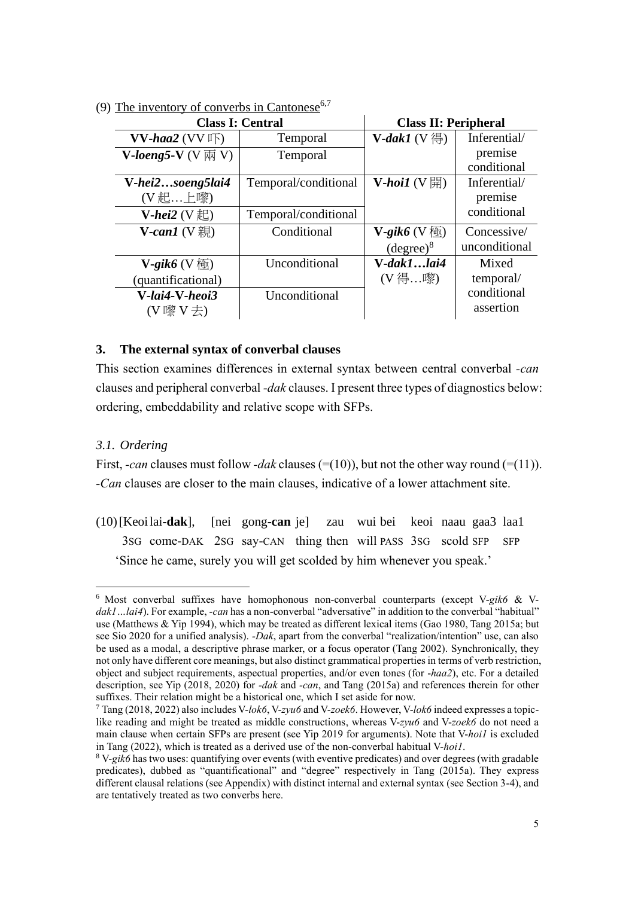(9) The inventory of converbs in Cantonese[6,7]

| Class I: Central | | Class II: Peripheral | |
|---|---|---|---|
| **VV-*haa2*** (VV吓) | Temporal | **V-*dak1*** (V得) | Inferential/ premise conditional |
| **V-*loeng5*-V** (V兩V) | Temporal | | |
| **V-*hei2…soeng5lai4*** (V起…上嚟) | Temporal/conditional | **V-*hoi1*** (V開) | Inferential/ premise conditional |
| **V-*hei2*** (V起) | Temporal/conditional | | |
| **V-*can1*** (V親) | Conditional | **V-*gik6*** (V極) (degree)[8] | Concessive/ unconditional |
| **V-*gik6*** (V極) (quantificational) | Unconditional | **V-*dak1…lai4*** (V得…嚟) | Mixed temporal/ conditional assertion |
| **V-*lai4*-V-*heoi3*** (V嚟V去) | Unconditional | | |

### 3. The external syntax of converbal clauses

This section examines differences in external syntax between central converbal *-can* clauses and peripheral converbal *-dak* clauses. I present three types of diagnostics below: ordering, embeddability and relative scope with SFPs.

#### *3.1. Ordering*

First, *-can* clauses must follow *-dak* clauses (=(10)), but not the other way round (=(11)). *-Can* clauses are closer to the main clauses, indicative of a lower attachment site.

(10) [Keoi lai-**dak**], [nei gong-**can** je] zau wui bei keoi naau gaa3 laa1
3SG come-DAK 2SG say-CAN thing then will PASS 3SG scold SFP SFP
'Since he came, surely you will get scolded by him whenever you speak.'

---

[6] Most converbal suffixes have homophonous non-converbal counterparts (except V-*gik6* & V-*dak1…lai4*). For example, *-can* has a non-converbal "adversative" in addition to the converbal "habitual" use (Matthews & Yip 1994), which may be treated as different lexical items (Gao 1980, Tang 2015a; but see Sio 2020 for a unified analysis). *-Dak*, apart from the converbal "realization/intention" use, can also be used as a modal, a descriptive phrase marker, or a focus operator (Tang 2002). Synchronically, they not only have different core meanings, but also distinct grammatical properties in terms of verb restriction, object and subject requirements, aspectual properties, and/or even tones (for *-haa2*), etc. For a detailed description, see Yip (2018, 2020) for *-dak* and *-can*, and Tang (2015a) and references therein for other suffixes. Their relation might be a historical one, which I set aside for now.

[7] Tang (2018, 2022) also includes V-*lok6*, V-*zyu6* and V-*zoek6*. However, V-*lok6* indeed expresses a topic-like reading and might be treated as middle constructions, whereas V-*zyu6* and V-*zoek6* do not need a main clause when certain SFPs are present (see Yip 2019 for arguments). Note that V-*hoi1* is excluded in Tang (2022), which is treated as a derived use of the non-converbal habitual V-*hoi1*.

[8] V-*gik6* has two uses: quantifying over events (with eventive predicates) and over degrees (with gradable predicates), dubbed as "quantificational" and "degree" respectively in Tang (2015a). They express different clausal relations (see Appendix) with distinct internal and external syntax (see Section 3-4), and are tentatively treated as two converbs here.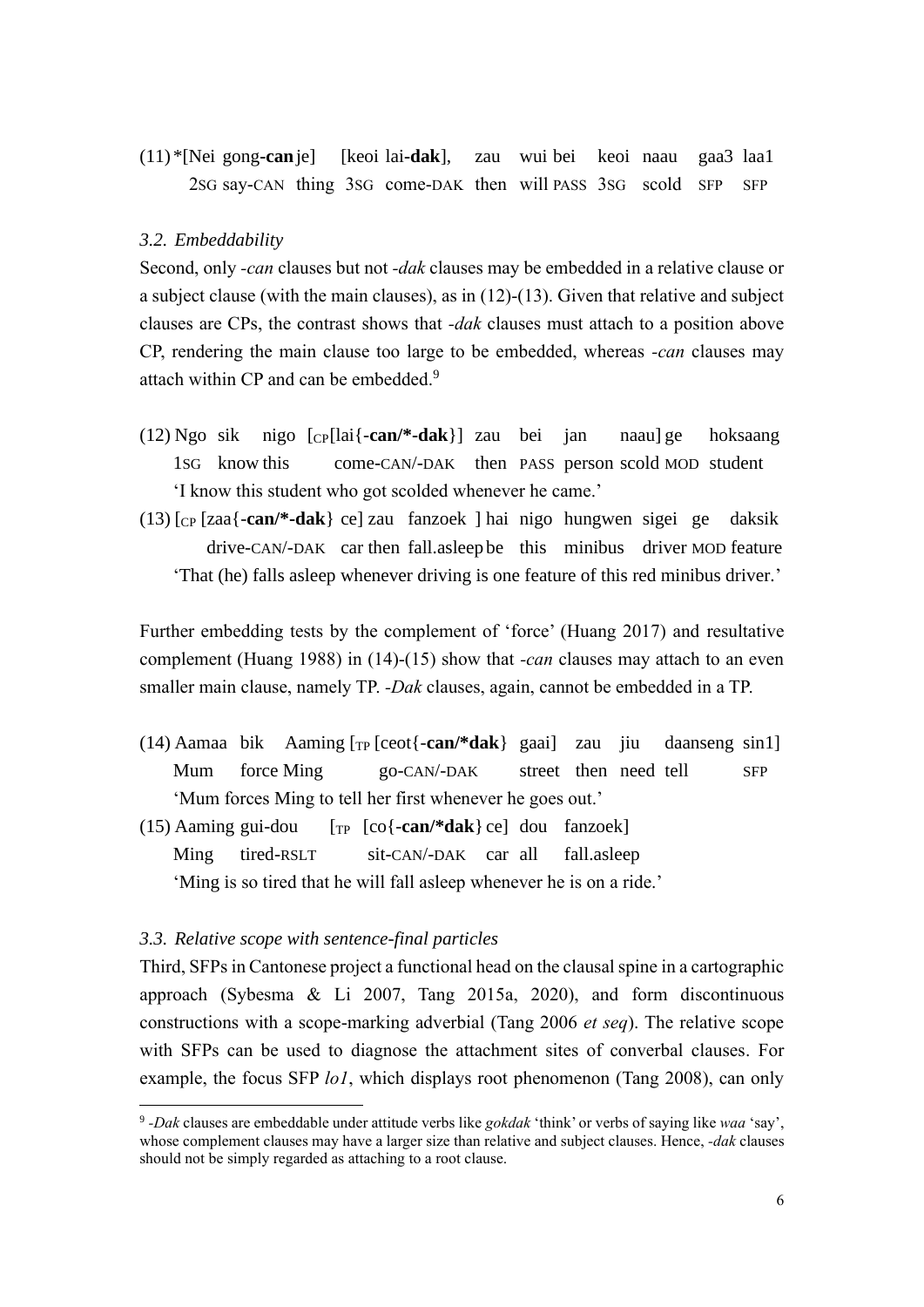(11) *[Nei gong-**can** je] [keoi lai-**dak**], zau wui bei keoi naau gaa3 laa1
2SG say-CAN thing 3SG come-DAK then will PASS 3SG scold SFP SFP

### *3.2. Embeddability*

Second, only *-can* clauses but not *-dak* clauses may be embedded in a relative clause or a subject clause (with the main clauses), as in (12)-(13). Given that relative and subject clauses are CPs, the contrast shows that *-dak* clauses must attach to a position above CP, rendering the main clause too large to be embedded, whereas *-can* clauses may attach within CP and can be embedded.[9]

(12) Ngo sik nigo [$_{CP}$[lai{**-can/\*-dak**}] zau bei jan naau] ge hoksaang
1SG know this come-CAN/-DAK then PASS person scold MOD student
'I know this student who got scolded whenever he came.'

(13) [$_{CP}$ [zaa{**-can/\*-dak**} ce] zau fanzoek ] hai nigo hungwen sigei ge daksik
drive-CAN/-DAK car then fall.asleep be this minibus driver MOD feature
'That (he) falls asleep whenever driving is one feature of this red minibus driver.'

Further embedding tests by the complement of 'force' (Huang 2017) and resultative complement (Huang 1988) in (14)-(15) show that *-can* clauses may attach to an even smaller main clause, namely TP. *-Dak* clauses, again, cannot be embedded in a TP.

(14) Aamaa bik Aaming [$_{TP}$ [ceot{**-can/\*dak**} gaai] zau jiu daanseng sin1]
Mum force Ming go-CAN/-DAK street then need tell SFP
'Mum forces Ming to tell her first whenever he goes out.'

(15) Aaming gui-dou [$_{TP}$ [co{**-can/\*dak**} ce] dou fanzoek]
Ming tired-RSLT sit-CAN/-DAK car all fall.asleep
'Ming is so tired that he will fall asleep whenever he is on a ride.'

### *3.3. Relative scope with sentence-final particles*

Third, SFPs in Cantonese project a functional head on the clausal spine in a cartographic approach (Sybesma & Li 2007, Tang 2015a, 2020), and form discontinuous constructions with a scope-marking adverbial (Tang 2006 *et seq*). The relative scope with SFPs can be used to diagnose the attachment sites of converbal clauses. For example, the focus SFP *lo1*, which displays root phenomenon (Tang 2008), can only

[9] *-Dak* clauses are embeddable under attitude verbs like *gokdak* 'think' or verbs of saying like *waa* 'say', whose complement clauses may have a larger size than relative and subject clauses. Hence, *-dak* clauses should not be simply regarded as attaching to a root clause.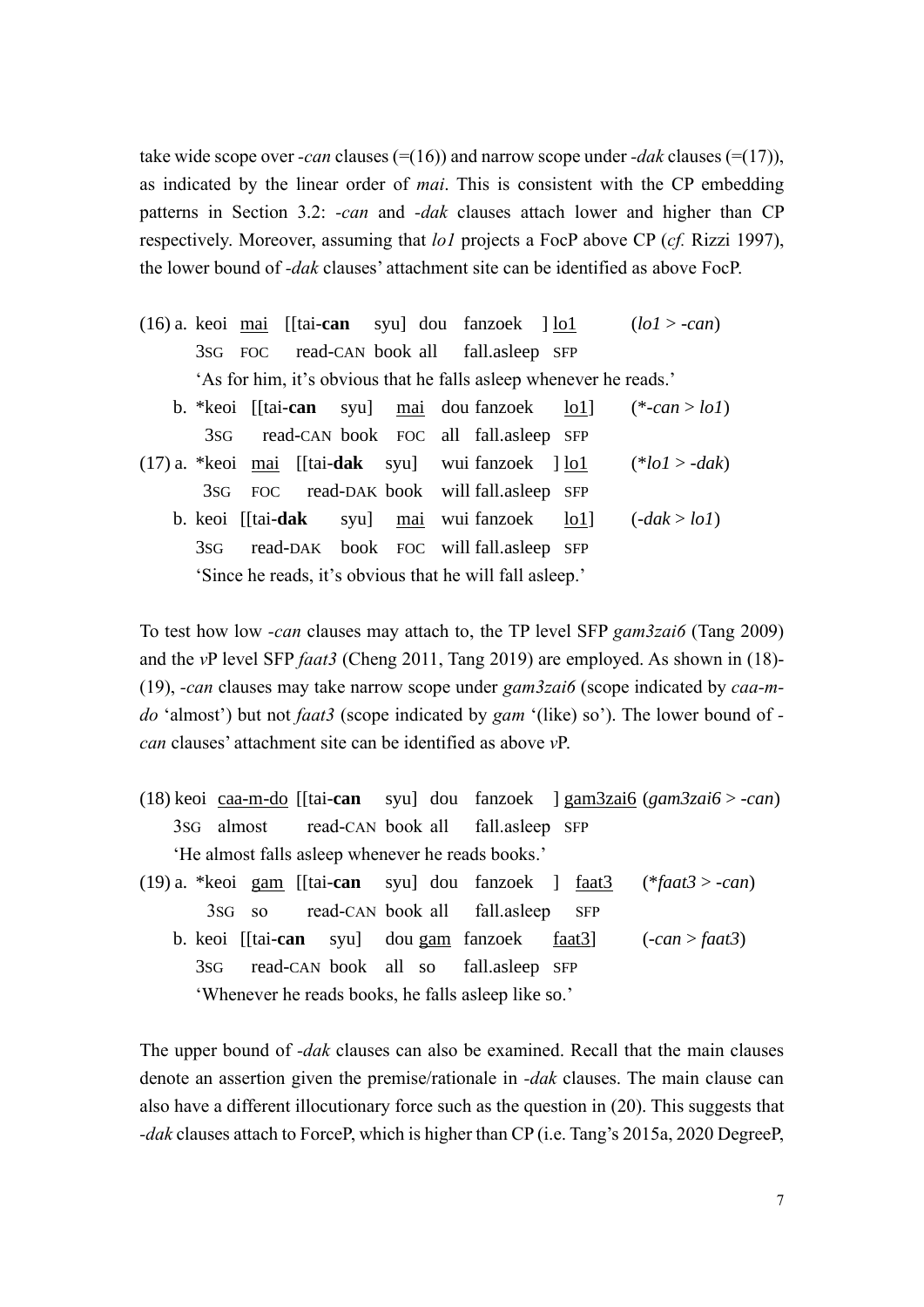take wide scope over *-can* clauses (=(16)) and narrow scope under *-dak* clauses (=(17)), as indicated by the linear order of *mai*. This is consistent with the CP embedding patterns in Section 3.2: *-can* and *-dak* clauses attach lower and higher than CP respectively. Moreover, assuming that *lo1* projects a FocP above CP (*cf.* Rizzi 1997), the lower bound of *-dak* clauses' attachment site can be identified as above FocP.

(16) a. keoi <u>mai</u> [[tai-**can** syu] dou fanzoek ] <u>lo1</u> (*lo1* > *-can*)
　　3SG FOC read-CAN book all fall.asleep SFP
　　'As for him, it's obvious that he falls asleep whenever he reads.'

　b. *keoi [[tai-**can** syu] <u>mai</u> dou fanzoek <u>lo1</u>] (*-can* > *lo1*)
　　3SG read-CAN book FOC all fall.asleep SFP

(17) a. *keoi <u>mai</u> [[tai-**dak** syu] wui fanzoek ] <u>lo1</u> (*lo1* > *-dak*)
　　3SG FOC read-DAK book will fall.asleep SFP

　b. keoi [[tai-**dak** syu] <u>mai</u> wui fanzoek <u>lo1</u>] (*-dak* > *lo1*)
　　3SG read-DAK book FOC will fall.asleep SFP
　　'Since he reads, it's obvious that he will fall asleep.'

To test how low *-can* clauses may attach to, the TP level SFP *gam3zai6* (Tang 2009) and the *v*P level SFP *faat3* (Cheng 2011, Tang 2019) are employed. As shown in (18)-(19), *-can* clauses may take narrow scope under *gam3zai6* (scope indicated by *caa-m-do* 'almost') but not *faat3* (scope indicated by *gam* '(like) so'). The lower bound of *-can* clauses' attachment site can be identified as above *v*P.

(18) keoi <u>caa-m-do</u> [[tai-**can** syu] dou fanzoek ] <u>gam3zai6</u> (*gam3zai6* > *-can*)
　3SG almost read-CAN book all fall.asleep SFP
　'He almost falls asleep whenever he reads books.'

(19) a. *keoi <u>gam</u> [[tai-**can** syu] dou fanzoek ] <u>faat3</u> (*faat3* > *-can*)
　　3SG so read-CAN book all fall.asleep SFP

　b. keoi [[tai-**can** syu] dou <u>gam</u> fanzoek <u>faat3</u>] (*-can* > *faat3*)
　　3SG read-CAN book all so fall.asleep SFP
　　'Whenever he reads books, he falls asleep like so.'

The upper bound of *-dak* clauses can also be examined. Recall that the main clauses denote an assertion given the premise/rationale in *-dak* clauses. The main clause can also have a different illocutionary force such as the question in (20). This suggests that *-dak* clauses attach to ForceP, which is higher than CP (i.e. Tang's 2015a, 2020 DegreeP,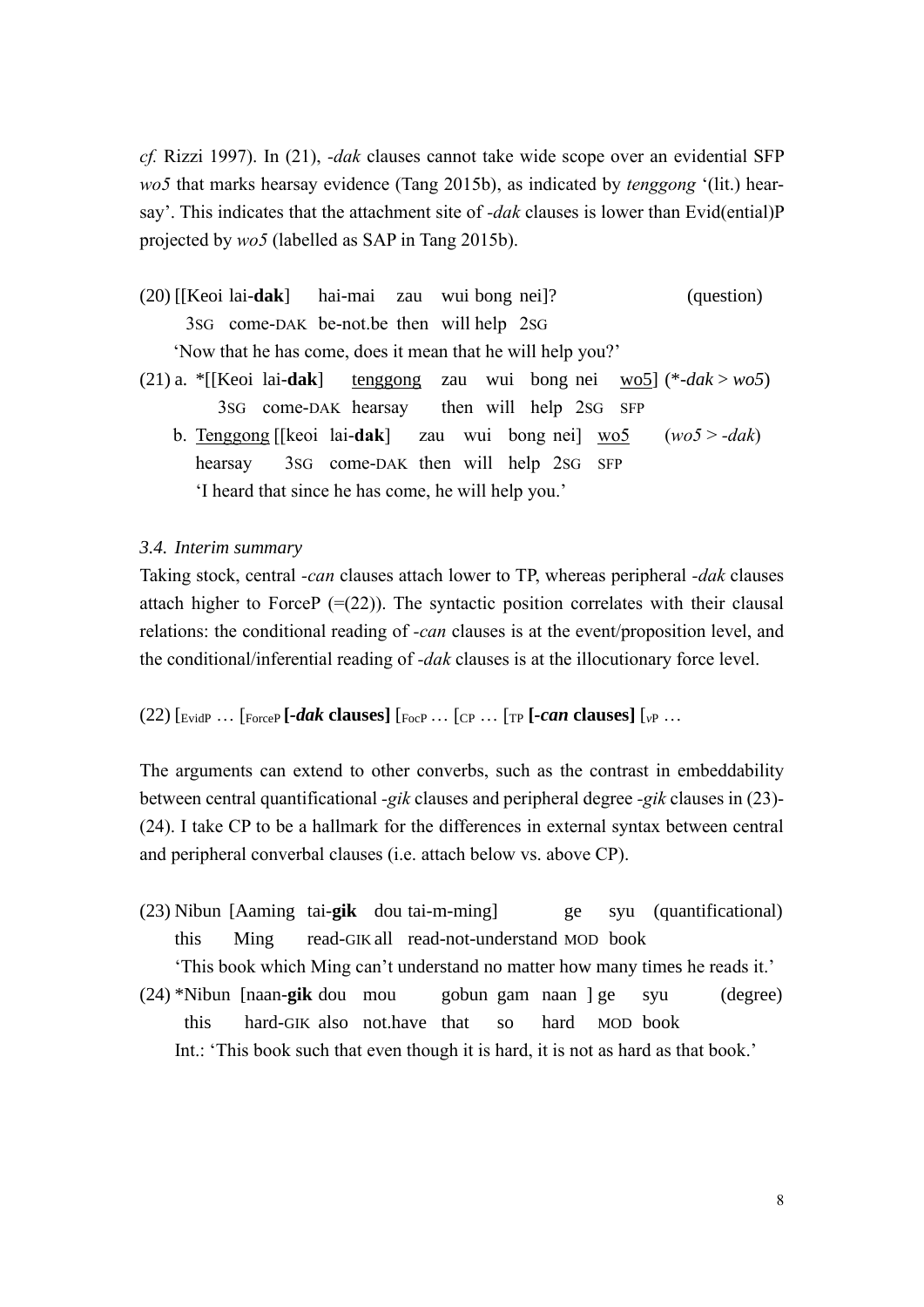*cf.* Rizzi 1997). In (21), *-dak* clauses cannot take wide scope over an evidential SFP *wo5* that marks hearsay evidence (Tang 2015b), as indicated by *tenggong* '(lit.) hearsay'. This indicates that the attachment site of *-dak* clauses is lower than Evid(ential)P projected by *wo5* (labelled as SAP in Tang 2015b).

(20) [[Keoi lai-**dak**] hai-mai zau wui bong nei]? (question)
  3SG come-DAK be-not.be then will help 2SG
  'Now that he has come, does it mean that he will help you?'

(21) a. *[[Keoi lai-**dak**] <u>tenggong</u> zau wui bong nei <u>wo5</u>] (*-*dak* > *wo5*)
  3SG come-DAK hearsay then will help 2SG SFP

  b. <u>Tenggong</u> [[keoi lai-**dak**] zau wui bong nei] <u>wo5</u> (*wo5* > *-dak*)
  hearsay 3SG come-DAK then will help 2SG SFP
  'I heard that since he has come, he will help you.'

### *3.4. Interim summary*

Taking stock, central *-can* clauses attach lower to TP, whereas peripheral *-dak* clauses attach higher to ForceP (=(22)). The syntactic position correlates with their clausal relations: the conditional reading of *-can* clauses is at the event/proposition level, and the conditional/inferential reading of *-dak* clauses is at the illocutionary force level.

(22) $[_{\text{EvidP}}$ … $[_{\text{ForceP}}$ **[*-dak* clauses]** $[_{\text{FocP}}$ … $[_{\text{CP}}$ … $[_{\text{TP}}$ **[*-can* clauses]** $[_{v\text{P}}$ …

The arguments can extend to other converbs, such as the contrast in embeddability between central quantificational *-gik* clauses and peripheral degree *-gik* clauses in (23)-(24). I take CP to be a hallmark for the differences in external syntax between central and peripheral converbal clauses (i.e. attach below vs. above CP).

(23) Nibun [Aaming tai-**gik** dou tai-m-ming] ge syu (quantificational)
  this Ming read-GIK all read-not-understand MOD book
  'This book which Ming can't understand no matter how many times he reads it.'

(24) *Nibun [naan-**gik** dou mou gobun gam naan ] ge syu (degree)
  this hard-GIK also not.have that so hard MOD book
  Int.: 'This book such that even though it is hard, it is not as hard as that book.'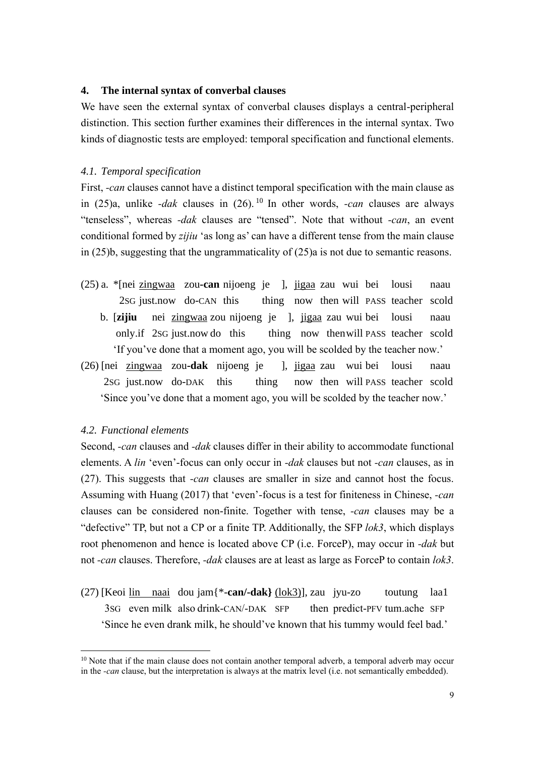## 4. The internal syntax of converbal clauses

We have seen the external syntax of converbal clauses displays a central-peripheral distinction. This section further examines their differences in the internal syntax. Two kinds of diagnostic tests are employed: temporal specification and functional elements.

### *4.1. Temporal specification*

First, *-can* clauses cannot have a distinct temporal specification with the main clause as in (25)a, unlike *-dak* clauses in (26).[10] In other words, *-can* clauses are always "tenseless", whereas *-dak* clauses are "tensed". Note that without *-can*, an event conditional formed by *zijiu* 'as long as' can have a different tense from the main clause in (25)b, suggesting that the ungrammaticality of (25)a is not due to semantic reasons.

(25) a. *[nei <u>zingwaa</u> zou-**can** nijoeng je ], <u>jigaa</u> zau wui bei lousi naau
   2SG just.now do-CAN this thing now then will PASS teacher scold

 b. [**zijiu** nei <u>zingwaa</u> zou nijoeng je ], <u>jigaa</u> zau wui bei lousi naau
   only.if 2SG just.now do this thing now then will PASS teacher scold
   'If you've done that a moment ago, you will be scolded by the teacher now.'

(26) [nei <u>zingwaa</u> zou-**dak** nijoeng je ], <u>jigaa</u> zau wui bei lousi naau
   2SG just.now do-DAK this thing now then will PASS teacher scold
   'Since you've done that a moment ago, you will be scolded by the teacher now.'

### *4.2. Functional elements*

Second, *-can* clauses and *-dak* clauses differ in their ability to accommodate functional elements. A *lin* 'even'-focus can only occur in *-dak* clauses but not *-can* clauses, as in (27). This suggests that *-can* clauses are smaller in size and cannot host the focus. Assuming with Huang (2017) that 'even'-focus is a test for finiteness in Chinese, *-can* clauses can be considered non-finite. Together with tense, *-can* clauses may be a "defective" TP, but not a CP or a finite TP. Additionally, the SFP *lok3*, which displays root phenomenon and hence is located above CP (i.e. ForceP), may occur in *-dak* but not *-can* clauses. Therefore, *-dak* clauses are at least as large as ForceP to contain *lok3*.

(27) [Keoi <u>lin naai</u> dou jam{***-can/-dak**} <u>(lok3)</u>], zau jyu-zo toutung laa1
   3SG even milk also drink-CAN/-DAK SFP then predict-PFV tum.ache SFP
   'Since he even drank milk, he should've known that his tummy would feel bad.'

---

[10] Note that if the main clause does not contain another temporal adverb, a temporal adverb may occur in the *-can* clause, but the interpretation is always at the matrix level (i.e. not semantically embedded).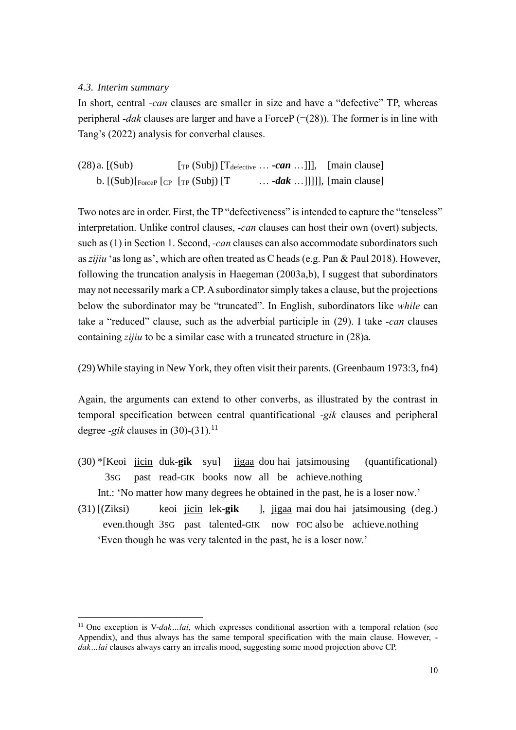### *4.3. Interim summary*

In short, central *-can* clauses are smaller in size and have a "defective" TP, whereas peripheral *-dak* clauses are larger and have a ForceP (=(28)). The former is in line with Tang's (2022) analysis for converbal clauses.

(28) a. [(Sub) $[_{TP}$ (Subj) $[T_{defective}$ … ***-can*** …]]], [main clause]

b. [(Sub)$[_{ForceP}$ $[_{CP}$ $[_{TP}$ (Subj) [T … ***-dak*** …]]]]], [main clause]

Two notes are in order. First, the TP "defectiveness" is intended to capture the "tenseless" interpretation. Unlike control clauses, *-can* clauses can host their own (overt) subjects, such as (1) in Section 1. Second, *-can* clauses can also accommodate subordinators such as *zijiu* 'as long as', which are often treated as C heads (e.g. Pan & Paul 2018). However, following the truncation analysis in Haegeman (2003a,b), I suggest that subordinators may not necessarily mark a CP. A subordinator simply takes a clause, but the projections below the subordinator may be "truncated". In English, subordinators like *while* can take a "reduced" clause, such as the adverbial participle in (29). I take *-can* clauses containing *zijiu* to be a similar case with a truncated structure in (28)a.

(29) While staying in New York, they often visit their parents. (Greenbaum 1973:3, fn4)

Again, the arguments can extend to other converbs, as illustrated by the contrast in temporal specification between central quantificational *-gik* clauses and peripheral degree *-gik* clauses in (30)-(31).[11]

(30) *[Keoi <u>jicin</u> duk-**gik** syu] <u>jigaa</u> dou hai jatsimousing (quantificational)
3SG past read-GIK books now all be achieve.nothing
Int.: 'No matter how many degrees he obtained in the past, he is a loser now.'

(31) [(Ziksi) keoi <u>jicin</u> lek-**gik** ], <u>jigaa</u> mai dou hai jatsimousing (deg.)
even.though 3SG past talented-GIK now FOC also be achieve.nothing
'Even though he was very talented in the past, he is a loser now.'

---

[11] One exception is V-*dak…lai*, which expresses conditional assertion with a temporal relation (see Appendix), and thus always has the same temporal specification with the main clause. However, -*dak…lai* clauses always carry an irrealis mood, suggesting some mood projection above CP.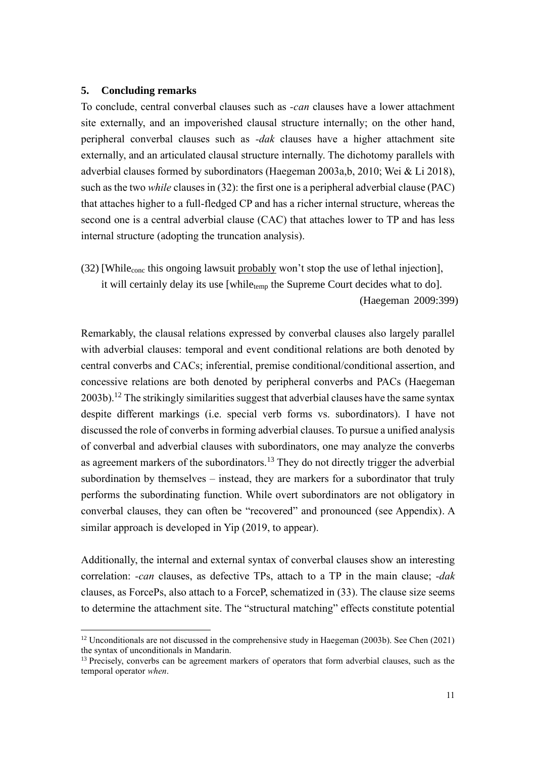## 5. Concluding remarks

To conclude, central converbal clauses such as *-can* clauses have a lower attachment site externally, and an impoverished clausal structure internally; on the other hand, peripheral converbal clauses such as *-dak* clauses have a higher attachment site externally, and an articulated clausal structure internally. The dichotomy parallels with adverbial clauses formed by subordinators (Haegeman 2003a,b, 2010; Wei & Li 2018), such as the two *while* clauses in (32): the first one is a peripheral adverbial clause (PAC) that attaches higher to a full-fledged CP and has a richer internal structure, whereas the second one is a central adverbial clause (CAC) that attaches lower to TP and has less internal structure (adopting the truncation analysis).

(32) [While$_{\text{conc}}$ this ongoing lawsuit <u>probably</u> won't stop the use of lethal injection], it will certainly delay its use [while$_{\text{temp}}$ the Supreme Court decides what to do]. (Haegeman 2009:399)

Remarkably, the clausal relations expressed by converbal clauses also largely parallel with adverbial clauses: temporal and event conditional relations are both denoted by central converbs and CACs; inferential, premise conditional/conditional assertion, and concessive relations are both denoted by peripheral converbs and PACs (Haegeman 2003b).[12] The strikingly similarities suggest that adverbial clauses have the same syntax despite different markings (i.e. special verb forms vs. subordinators). I have not discussed the role of converbs in forming adverbial clauses. To pursue a unified analysis of converbal and adverbial clauses with subordinators, one may analyze the converbs as agreement markers of the subordinators.[13] They do not directly trigger the adverbial subordination by themselves – instead, they are markers for a subordinator that truly performs the subordinating function. While overt subordinators are not obligatory in converbal clauses, they can often be "recovered" and pronounced (see Appendix). A similar approach is developed in Yip (2019, to appear).

Additionally, the internal and external syntax of converbal clauses show an interesting correlation: *-can* clauses, as defective TPs, attach to a TP in the main clause; *-dak* clauses, as ForcePs, also attach to a ForceP, schematized in (33). The clause size seems to determine the attachment site. The "structural matching" effects constitute potential

[12] Unconditionals are not discussed in the comprehensive study in Haegeman (2003b). See Chen (2021) the syntax of unconditionals in Mandarin.

[13] Precisely, converbs can be agreement markers of operators that form adverbial clauses, such as the temporal operator *when*.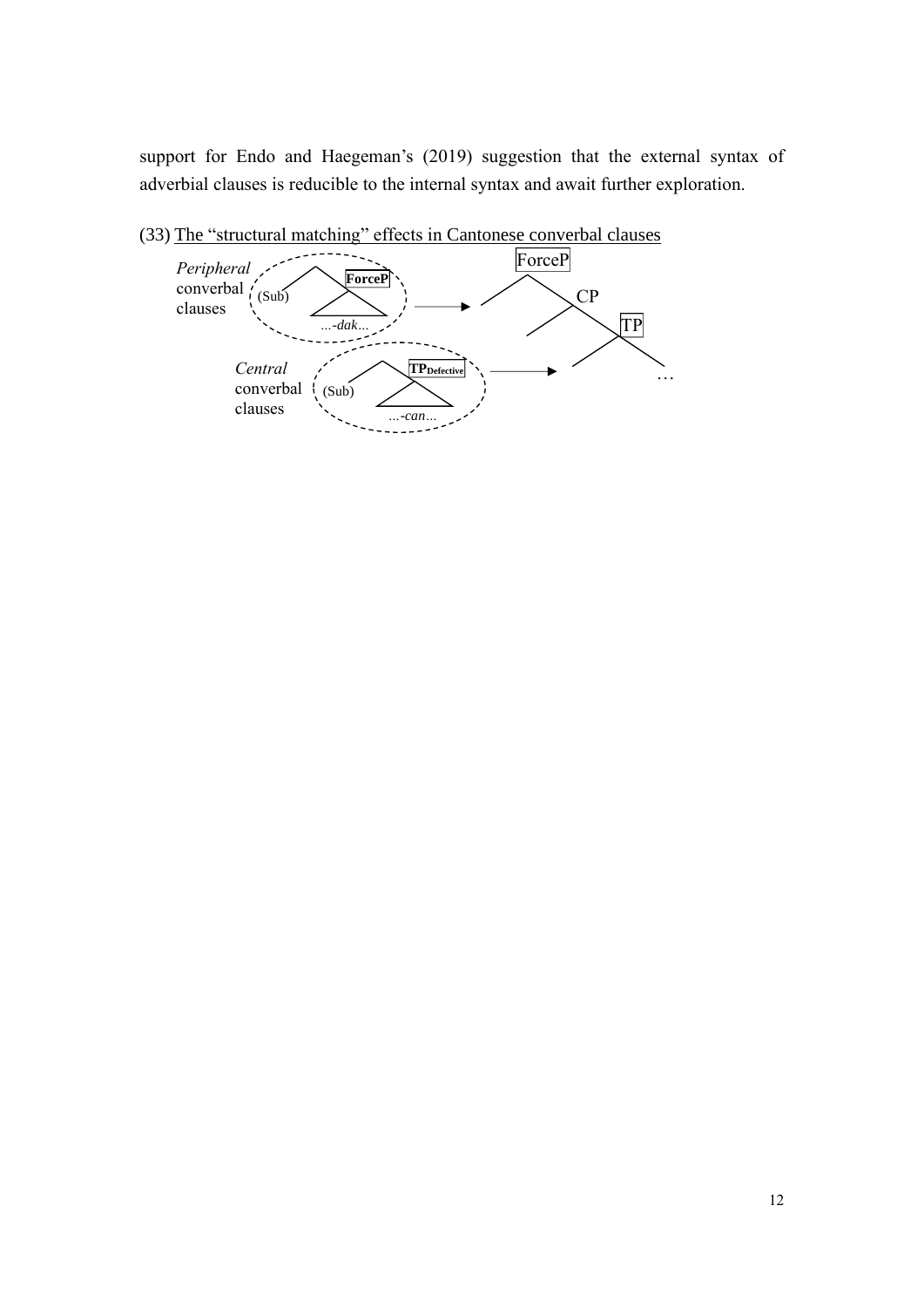support for Endo and Haegeman's (2019) suggestion that the external syntax of adverbial clauses is reducible to the internal syntax and await further exploration.

(33) The "structural matching" effects in Cantonese converbal clauses

*Peripheral* converbal clauses

(Sub)

**ForceP**

*...-dak...*

*Central* converbal clauses

(Sub)

**TP$_{Defective}$**

*...-can...*

ForceP

CP

TP

…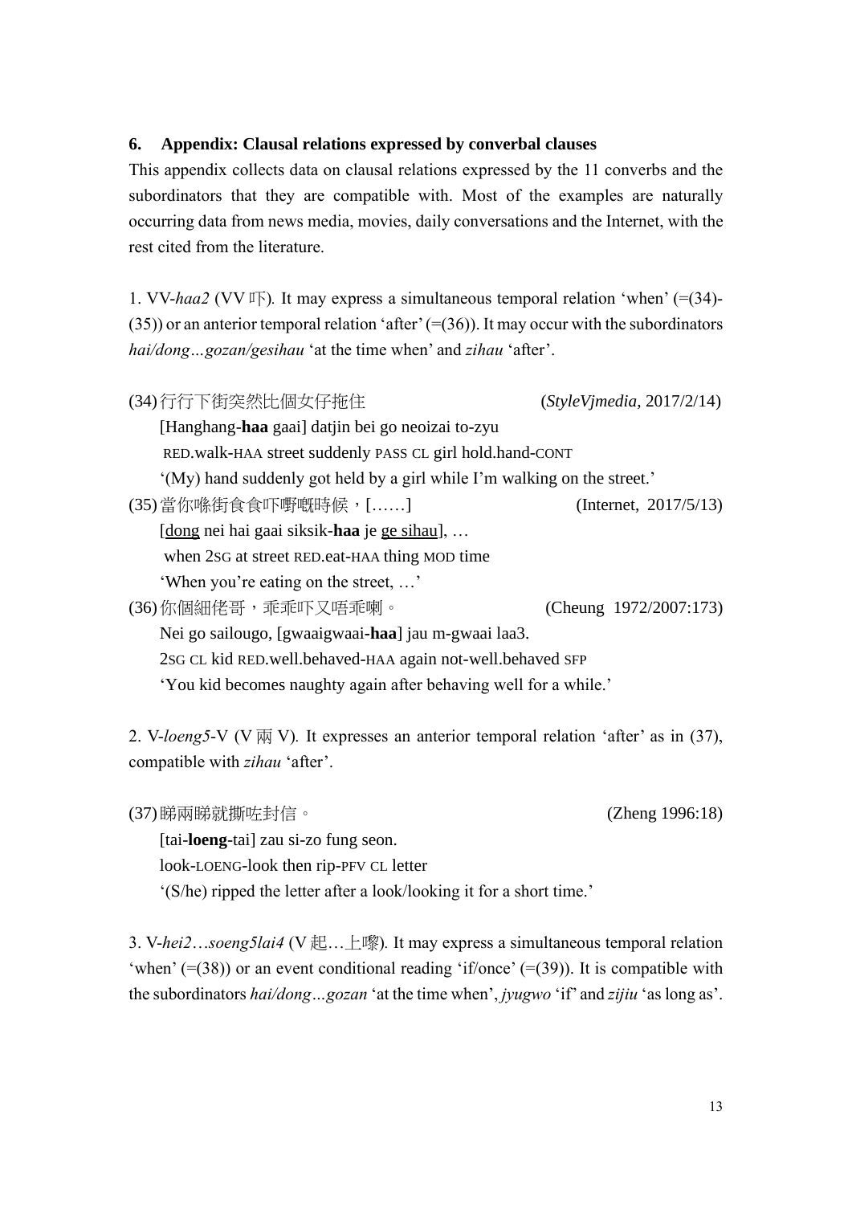## 6. Appendix: Clausal relations expressed by converbal clauses

This appendix collects data on clausal relations expressed by the 11 converbs and the subordinators that they are compatible with. Most of the examples are naturally occurring data from news media, movies, daily conversations and the Internet, with the rest cited from the literature.

1. VV-*haa2* (VV吓). It may express a simultaneous temporal relation 'when' (=(34)-(35)) or an anterior temporal relation 'after' (=(36)). It may occur with the subordinators *hai/dong…gozan/gesihau* 'at the time when' and *zihau* 'after'.

(34) 行行下街突然比個女仔拖住 (*StyleVjmedia*, 2017/2/14)

[Hanghang-**haa** gaai] datjin bei go neoizai to-zyu

RED.walk-HAA street suddenly PASS CL girl hold.hand-CONT

'(My) hand suddenly got held by a girl while I'm walking on the street.'

(35) 當你喺街食食吓嘢嘅時候，[……] (Internet, 2017/5/13)

[dong nei hai gaai siksik-**haa** je ge sihau], …

when 2SG at street RED.eat-HAA thing MOD time

'When you're eating on the street, …'

(36) 你個細佬哥，乖乖吓又唔乖喇。 (Cheung 1972/2007:173)

Nei go sailougo, [gwaaigwaai-**haa**] jau m-gwaai laa3.

2SG CL kid RED.well.behaved-HAA again not-well.behaved SFP

'You kid becomes naughty again after behaving well for a while.'

2. V-*loeng5*-V (V兩V). It expresses an anterior temporal relation 'after' as in (37), compatible with *zihau* 'after'.

(37) 睇兩睇就撕咗封信。 (Zheng 1996:18)

[tai-**loeng**-tai] zau si-zo fung seon.

look-LOENG-look then rip-PFV CL letter

'(S/he) ripped the letter after a look/looking it for a short time.'

3. V-*hei2*…*soeng5lai4* (V起…上嚟). It may express a simultaneous temporal relation 'when' (=(38)) or an event conditional reading 'if/once' (=(39)). It is compatible with the subordinators *hai/dong…gozan* 'at the time when', *jyugwo* 'if' and *zijiu* 'as long as'.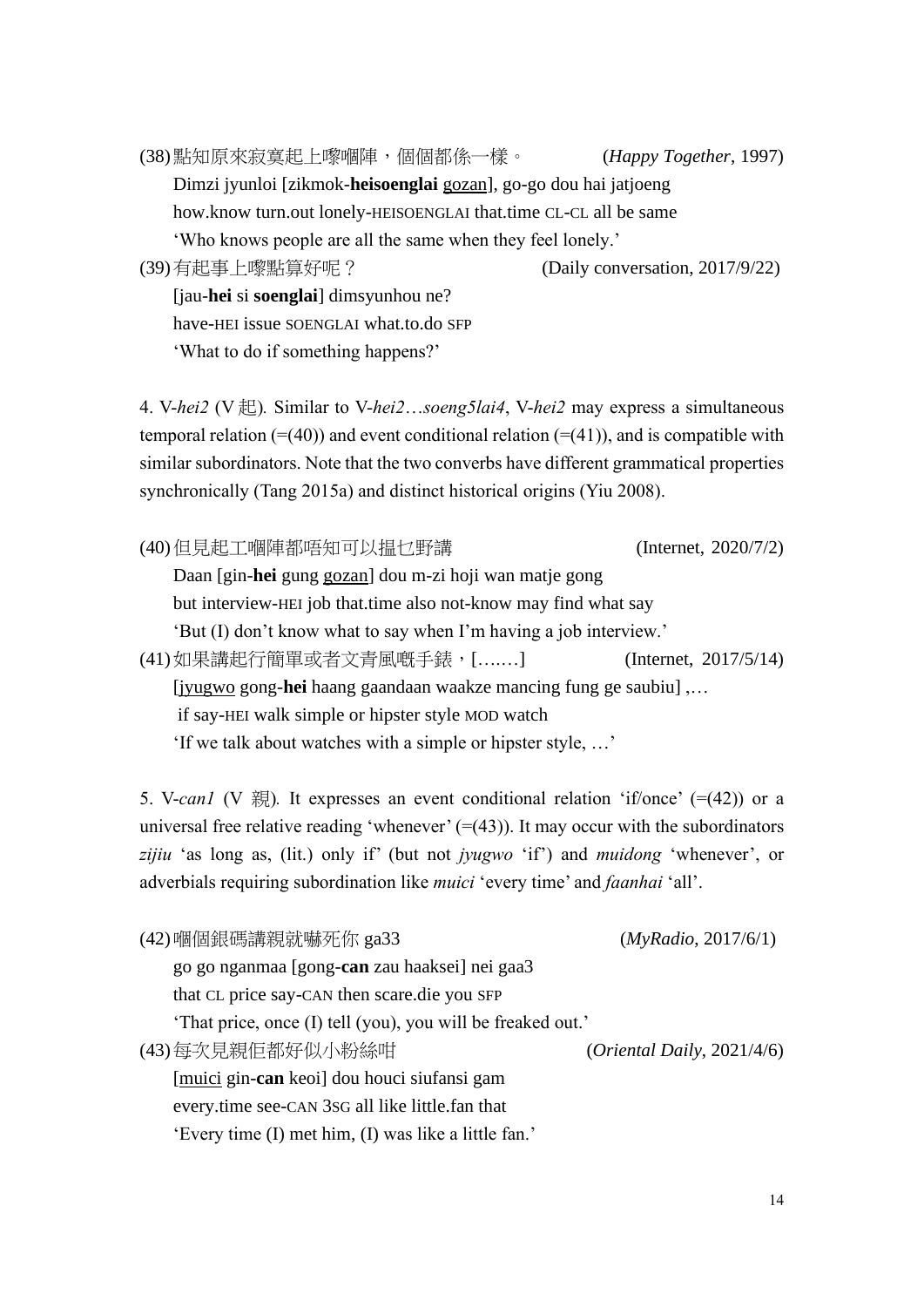(38) 點知原來寂寞起上嚟嗰陣，個個都係一樣。　　　　(*Happy Together*, 1997)

Dimzi jyunloi [zikmok-**heisoenglai** <u>gozan</u>], go-go dou hai jatjoeng

how.know turn.out lonely-HEISOENGLAI that.time CL-CL all be same

'Who knows people are all the same when they feel lonely.'

(39) 有起事上嚟點算好呢？　　　　(Daily conversation, 2017/9/22)

[jau-**hei** si **soenglai**] dimsyunhou ne?

have-HEI issue SOENGLAI what.to.do SFP

'What to do if something happens?'

4. V-*hei2* (V 起). Similar to V-*hei2*…*soeng5lai4*, V-*hei2* may express a simultaneous temporal relation (=(40)) and event conditional relation (=(41)), and is compatible with similar subordinators. Note that the two converbs have different grammatical properties synchronically (Tang 2015a) and distinct historical origins (Yiu 2008).

(40) 但見起工嗰陣都唔知可以搵乜野講　　　　(Internet, 2020/7/2)

Daan [gin-**hei** gung <u>gozan</u>] dou m-zi hoji wan matje gong

but interview-HEI job that.time also not-know may find what say

'But (I) don't know what to say when I'm having a job interview.'

(41) 如果講起行簡單或者文青風嘅手錶，[…….]　　　　(Internet, 2017/5/14)

[<u>jyugwo</u> gong-**hei** haang gaandaan waakze mancing fung ge saubiu] ,…

if say-HEI walk simple or hipster style MOD watch

'If we talk about watches with a simple or hipster style, …'

5. V-*can1* (V 親). It expresses an event conditional relation 'if/once' (=(42)) or a universal free relative reading 'whenever' (=(43)). It may occur with the subordinators *zijiu* 'as long as, (lit.) only if' (but not *jyugwo* 'if') and *muidong* 'whenever', or adverbials requiring subordination like *muici* 'every time' and *faanhai* 'all'.

(42) 嗰個銀碼講親就嚇死你 ga33　　　　(*MyRadio*, 2017/6/1)

go go nganmaa [gong-**can** zau haaksei] nei gaa3

that CL price say-CAN then scare.die you SFP

'That price, once (I) tell (you), you will be freaked out.'

(43) 每次見親佢都好似小粉絲咁　　　　(*Oriental Daily*, 2021/4/6)

[<u>muici</u> gin-**can** keoi] dou houci siufansi gam

every.time see-CAN 3SG all like little.fan that

'Every time (I) met him, (I) was like a little fan.'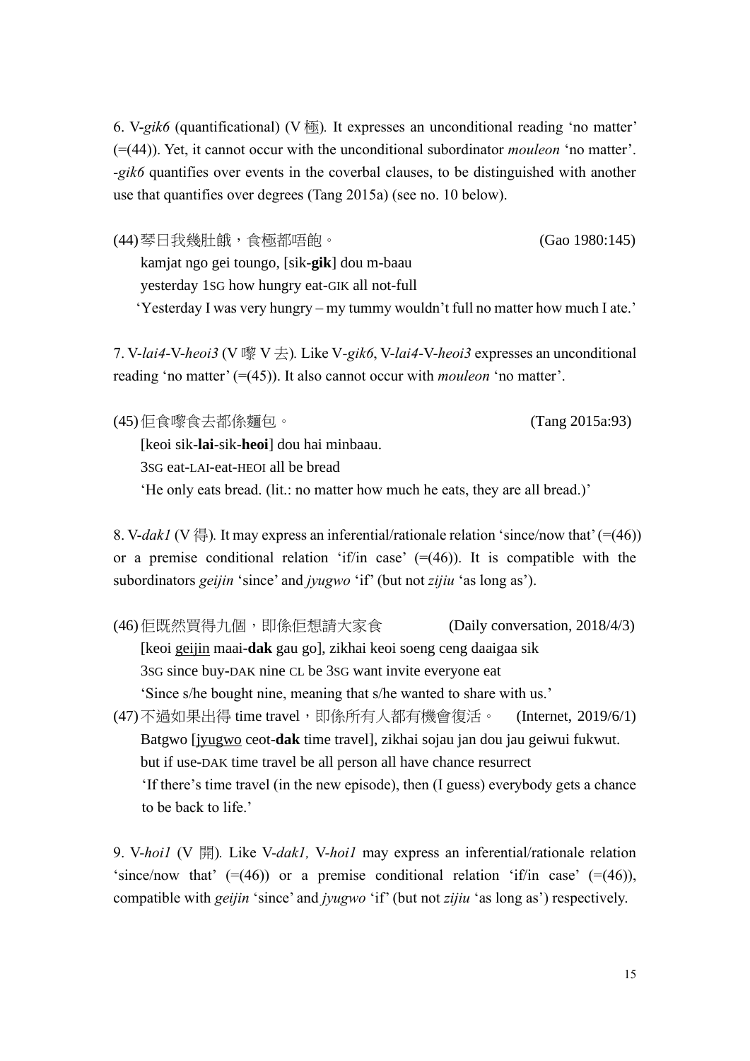6. V-*gik6* (quantificational) (V 極). It expresses an unconditional reading 'no matter' (=(44)). Yet, it cannot occur with the unconditional subordinator *mouleon* 'no matter'. -*gik6* quantifies over events in the coverbal clauses, to be distinguished with another use that quantifies over degrees (Tang 2015a) (see no. 10 below).

(44) 琴日我幾肚餓，食極都唔飽。 (Gao 1980:145)
kamjat ngo gei toungo, [sik-**gik**] dou m-baau
yesterday 1SG how hungry eat-GIK all not-full
'Yesterday I was very hungry – my tummy wouldn't full no matter how much I ate.'

7. V-*lai4*-V-*heoi3* (V 嚟 V 去). Like V-*gik6*, V-*lai4*-V-*heoi3* expresses an unconditional reading 'no matter' (=(45)). It also cannot occur with *mouleon* 'no matter'.

(45) 佢食嚟食去都係麵包。 (Tang 2015a:93)
[keoi sik-**lai**-sik-**heoi**] dou hai minbaau.
3SG eat-LAI-eat-HEOI all be bread
'He only eats bread. (lit.: no matter how much he eats, they are all bread.)'

8. V-*dak1* (V 得). It may express an inferential/rationale relation 'since/now that' (=(46)) or a premise conditional relation 'if/in case' (=(46)). It is compatible with the subordinators *geijin* 'since' and *jyugwo* 'if' (but not *zijiu* 'as long as').

(46) 佢既然買得九個，即係佢想請大家食 (Daily conversation, 2018/4/3)
[keoi <u>geijin</u> maai-**dak** gau go], zikhai keoi soeng ceng daaigaa sik
3SG since buy-DAK nine CL be 3SG want invite everyone eat
'Since s/he bought nine, meaning that s/he wanted to share with us.'

(47) 不過如果出得 time travel，即係所有人都有機會復活。 (Internet, 2019/6/1)
Batgwo [<u>jyugwo</u> ceot-**dak** time travel], zikhai sojau jan dou jau geiwui fukwut.
but if use-DAK time travel be all person all have chance resurrect
'If there's time travel (in the new episode), then (I guess) everybody gets a chance to be back to life.'

9. V-*hoi1* (V 開). Like V-*dak1,* V-*hoi1* may express an inferential/rationale relation 'since/now that' (=(46)) or a premise conditional relation 'if/in case' (=(46)), compatible with *geijin* 'since' and *jyugwo* 'if' (but not *zijiu* 'as long as') respectively.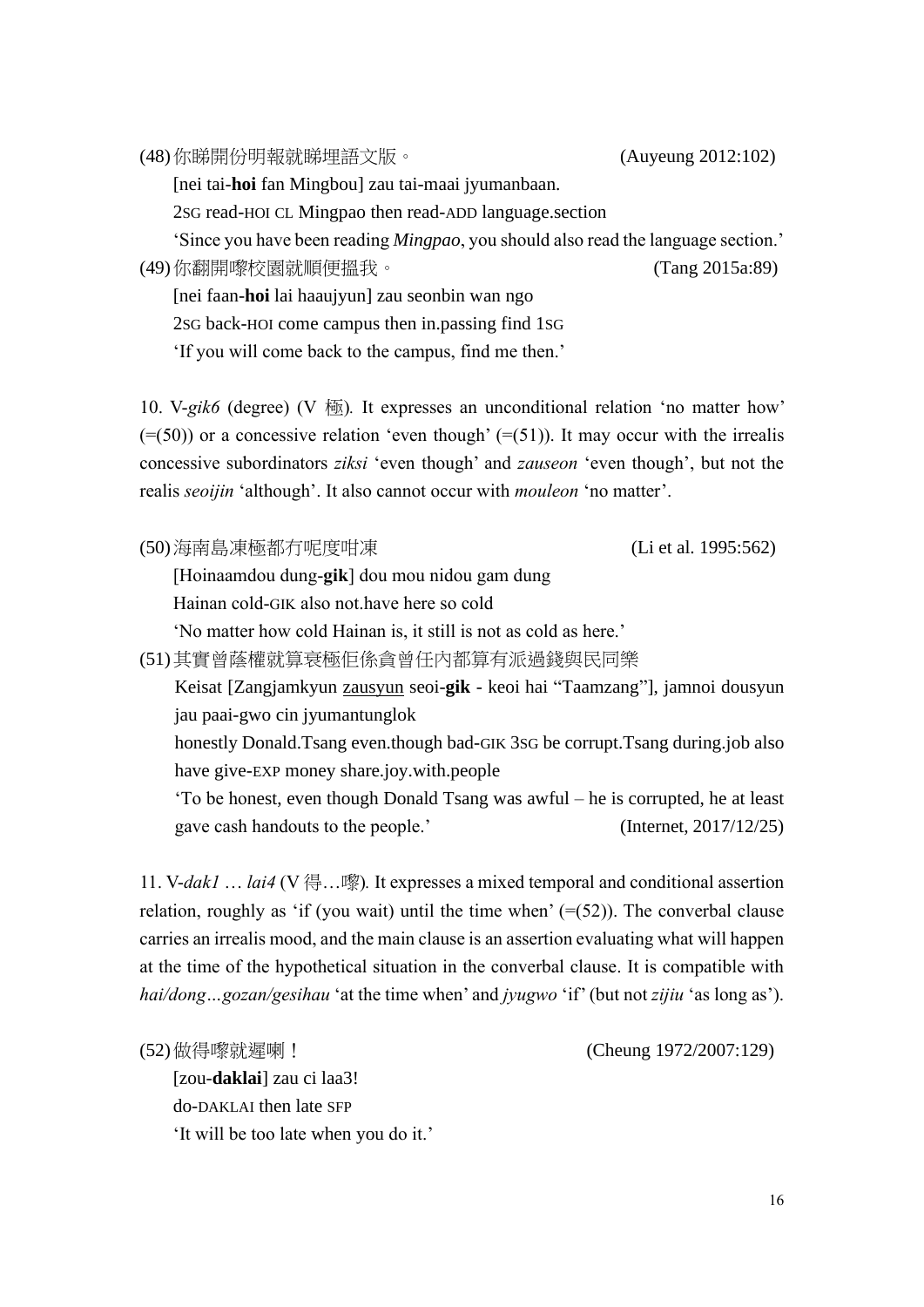(48) 你睇開份明報就睇埋語文版。 (Auyeung 2012:102)

[nei tai-**hoi** fan Mingbou] zau tai-maai jyumanbaan.

2SG read-HOI CL Mingpao then read-ADD language.section

'Since you have been reading *Mingpao*, you should also read the language section.'

(49) 你翻開嚟校園就順便搵我。 (Tang 2015a:89)

[nei faan-**hoi** lai haaujyun] zau seonbin wan ngo

2SG back-HOI come campus then in.passing find 1SG

'If you will come back to the campus, find me then.'

10. V-*gik6* (degree) (V 極). It expresses an unconditional relation 'no matter how' (=(50)) or a concessive relation 'even though' (=(51)). It may occur with the irrealis concessive subordinators *ziksi* 'even though' and *zauseon* 'even though', but not the realis *seoijin* 'although'. It also cannot occur with *mouleon* 'no matter'.

(50) 海南島凍極都冇呢度咁凍 (Li et al. 1995:562)

[Hoinaamdou dung-**gik**] dou mou nidou gam dung

Hainan cold-GIK also not.have here so cold

'No matter how cold Hainan is, it still is not as cold as here.'

(51) 其實曾蔭權就算衰極佢係貪曾任內都算有派過錢與民同樂

Keisat [Zangjamkyun <u>zausyun</u> seoi-**gik** - keoi hai "Taamzang"], jamnoi dousyun jau paai-gwo cin jyumantunglok

honestly Donald.Tsang even.though bad-GIK 3SG be corrupt.Tsang during.job also have give-EXP money share.joy.with.people

'To be honest, even though Donald Tsang was awful – he is corrupted, he at least gave cash handouts to the people.' (Internet, 2017/12/25)

11. V-*dak1* … *lai4* (V 得…嚟). It expresses a mixed temporal and conditional assertion relation, roughly as 'if (you wait) until the time when' (=(52)). The converbal clause carries an irrealis mood, and the main clause is an assertion evaluating what will happen at the time of the hypothetical situation in the converbal clause. It is compatible with *hai/dong…gozan/gesihau* 'at the time when' and *jyugwo* 'if' (but not *zijiu* 'as long as').

(52) 做得嚟就遲喇！ (Cheung 1972/2007:129)

[zou-**daklai**] zau ci laa3!

do-DAKLAI then late SFP

'It will be too late when you do it.'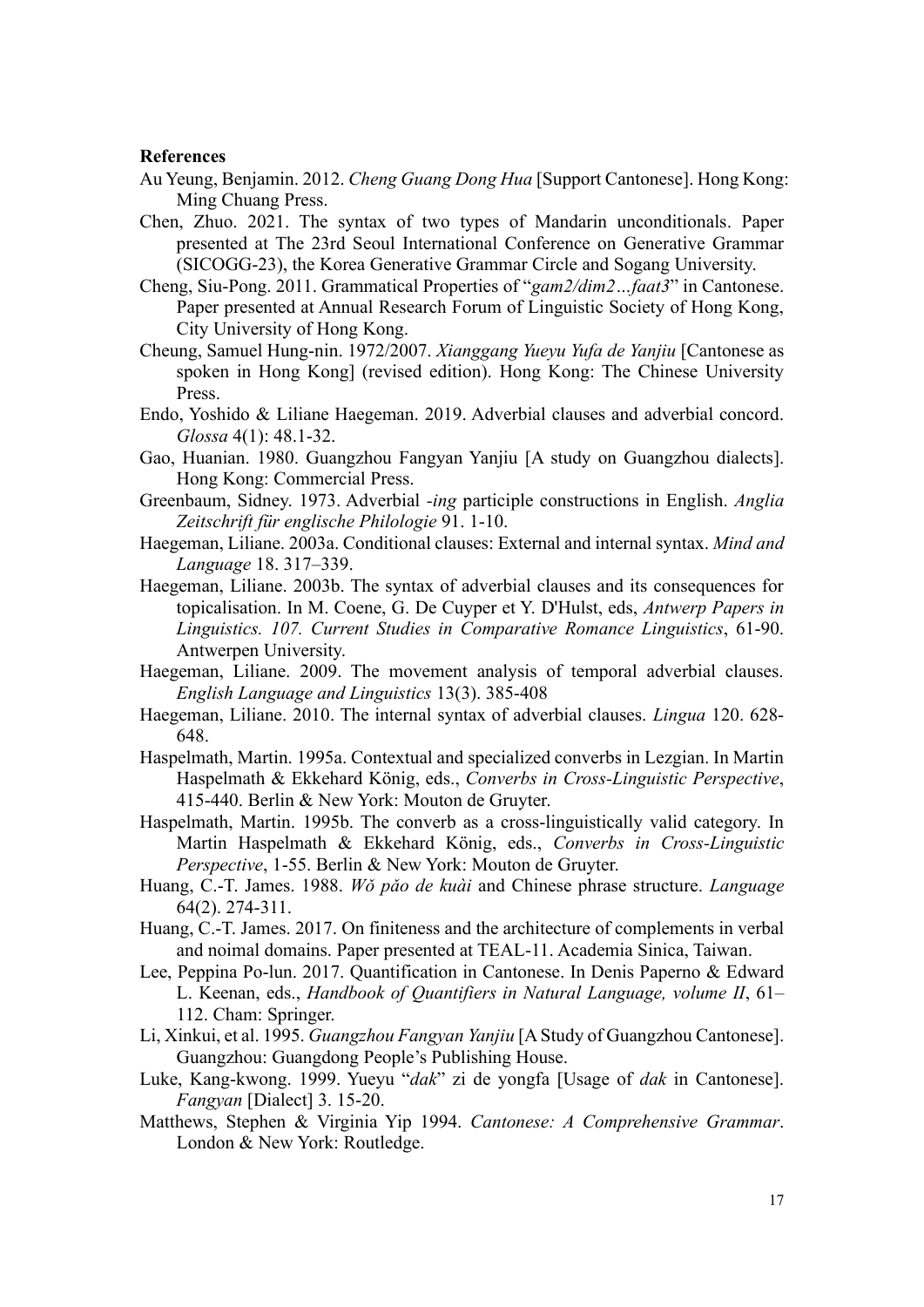**References**

Au Yeung, Benjamin. 2012. *Cheng Guang Dong Hua* [Support Cantonese]. Hong Kong: Ming Chuang Press.

Chen, Zhuo. 2021. The syntax of two types of Mandarin unconditionals. Paper presented at The 23rd Seoul International Conference on Generative Grammar (SICOGG-23), the Korea Generative Grammar Circle and Sogang University.

Cheng, Siu-Pong. 2011. Grammatical Properties of "*gam2/dim2…faat3*" in Cantonese. Paper presented at Annual Research Forum of Linguistic Society of Hong Kong, City University of Hong Kong.

Cheung, Samuel Hung-nin. 1972/2007. *Xianggang Yueyu Yufa de Yanjiu* [Cantonese as spoken in Hong Kong] (revised edition). Hong Kong: The Chinese University Press.

Endo, Yoshido & Liliane Haegeman. 2019. Adverbial clauses and adverbial concord. *Glossa* 4(1): 48.1-32.

Gao, Huanian. 1980. Guangzhou Fangyan Yanjiu [A study on Guangzhou dialects]. Hong Kong: Commercial Press.

Greenbaum, Sidney. 1973. Adverbial *-ing* participle constructions in English. *Anglia Zeitschrift für englische Philologie* 91. 1-10.

Haegeman, Liliane. 2003a. Conditional clauses: External and internal syntax. *Mind and Language* 18. 317–339.

Haegeman, Liliane. 2003b. The syntax of adverbial clauses and its consequences for topicalisation. In M. Coene, G. De Cuyper et Y. D'Hulst, eds, *Antwerp Papers in Linguistics. 107. Current Studies in Comparative Romance Linguistics*, 61-90. Antwerpen University.

Haegeman, Liliane. 2009. The movement analysis of temporal adverbial clauses. *English Language and Linguistics* 13(3). 385-408

Haegeman, Liliane. 2010. The internal syntax of adverbial clauses. *Lingua* 120. 628-648.

Haspelmath, Martin. 1995a. Contextual and specialized converbs in Lezgian. In Martin Haspelmath & Ekkehard König, eds., *Converbs in Cross-Linguistic Perspective*, 415-440. Berlin & New York: Mouton de Gruyter.

Haspelmath, Martin. 1995b. The converb as a cross-linguistically valid category. In Martin Haspelmath & Ekkehard König, eds., *Converbs in Cross-Linguistic Perspective*, 1-55. Berlin & New York: Mouton de Gruyter.

Huang, C.-T. James. 1988. *Wǒ pǎo de kuài* and Chinese phrase structure. *Language* 64(2). 274-311.

Huang, C.-T. James. 2017. On finiteness and the architecture of complements in verbal and noimal domains. Paper presented at TEAL-11. Academia Sinica, Taiwan.

Lee, Peppina Po-lun. 2017. Quantification in Cantonese. In Denis Paperno & Edward L. Keenan, eds., *Handbook of Quantifiers in Natural Language, volume II*, 61–112. Cham: Springer.

Li, Xinkui, et al. 1995. *Guangzhou Fangyan Yanjiu* [A Study of Guangzhou Cantonese]. Guangzhou: Guangdong People's Publishing House.

Luke, Kang-kwong. 1999. Yueyu "*dak*" zi de yongfa [Usage of *dak* in Cantonese]. *Fangyan* [Dialect] 3. 15-20.

Matthews, Stephen & Virginia Yip 1994. *Cantonese: A Comprehensive Grammar*. London & New York: Routledge.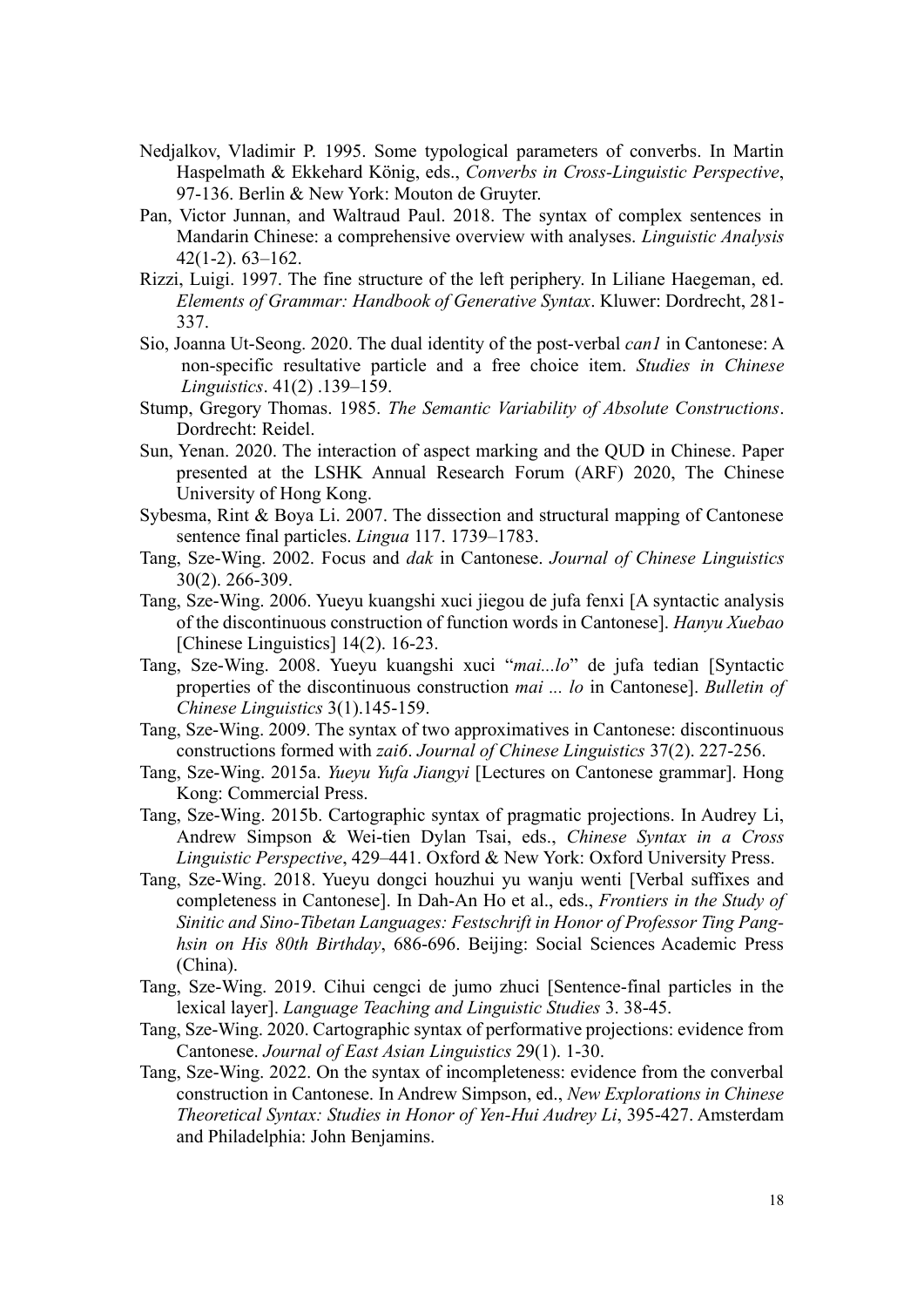Nedjalkov, Vladimir P. 1995. Some typological parameters of converbs. In Martin Haspelmath & Ekkehard König, eds., *Converbs in Cross-Linguistic Perspective*, 97-136. Berlin & New York: Mouton de Gruyter.

Pan, Victor Junnan, and Waltraud Paul. 2018. The syntax of complex sentences in Mandarin Chinese: a comprehensive overview with analyses. *Linguistic Analysis* 42(1-2). 63–162.

Rizzi, Luigi. 1997. The fine structure of the left periphery. In Liliane Haegeman, ed. *Elements of Grammar: Handbook of Generative Syntax*. Kluwer: Dordrecht, 281-337.

Sio, Joanna Ut-Seong. 2020. The dual identity of the post-verbal *can1* in Cantonese: A non-specific resultative particle and a free choice item. *Studies in Chinese Linguistics*. 41(2) .139–159.

Stump, Gregory Thomas. 1985. *The Semantic Variability of Absolute Constructions*. Dordrecht: Reidel.

Sun, Yenan. 2020. The interaction of aspect marking and the QUD in Chinese. Paper presented at the LSHK Annual Research Forum (ARF) 2020, The Chinese University of Hong Kong.

Sybesma, Rint & Boya Li. 2007. The dissection and structural mapping of Cantonese sentence final particles. *Lingua* 117. 1739–1783.

Tang, Sze-Wing. 2002. Focus and *dak* in Cantonese. *Journal of Chinese Linguistics* 30(2). 266-309.

Tang, Sze-Wing. 2006. Yueyu kuangshi xuci jiegou de jufa fenxi [A syntactic analysis of the discontinuous construction of function words in Cantonese]. *Hanyu Xuebao* [Chinese Linguistics] 14(2). 16-23.

Tang, Sze-Wing. 2008. Yueyu kuangshi xuci "*mai...lo*" de jufa tedian [Syntactic properties of the discontinuous construction *mai ... lo* in Cantonese]. *Bulletin of Chinese Linguistics* 3(1).145-159.

Tang, Sze-Wing. 2009. The syntax of two approximatives in Cantonese: discontinuous constructions formed with *zai6*. *Journal of Chinese Linguistics* 37(2). 227-256.

Tang, Sze-Wing. 2015a. *Yueyu Yufa Jiangyi* [Lectures on Cantonese grammar]. Hong Kong: Commercial Press.

Tang, Sze-Wing. 2015b. Cartographic syntax of pragmatic projections. In Audrey Li, Andrew Simpson & Wei-tien Dylan Tsai, eds., *Chinese Syntax in a Cross Linguistic Perspective*, 429–441. Oxford & New York: Oxford University Press.

Tang, Sze-Wing. 2018. Yueyu dongci houzhui yu wanju wenti [Verbal suffixes and completeness in Cantonese]. In Dah-An Ho et al., eds., *Frontiers in the Study of Sinitic and Sino-Tibetan Languages: Festschrift in Honor of Professor Ting Pang-hsin on His 80th Birthday*, 686-696. Beijing: Social Sciences Academic Press (China).

Tang, Sze-Wing. 2019. Cihui cengci de jumo zhuci [Sentence-final particles in the lexical layer]. *Language Teaching and Linguistic Studies* 3. 38-45.

Tang, Sze-Wing. 2020. Cartographic syntax of performative projections: evidence from Cantonese. *Journal of East Asian Linguistics* 29(1). 1-30.

Tang, Sze-Wing. 2022. On the syntax of incompleteness: evidence from the converbal construction in Cantonese. In Andrew Simpson, ed., *New Explorations in Chinese Theoretical Syntax: Studies in Honor of Yen-Hui Audrey Li*, 395-427. Amsterdam and Philadelphia: John Benjamins.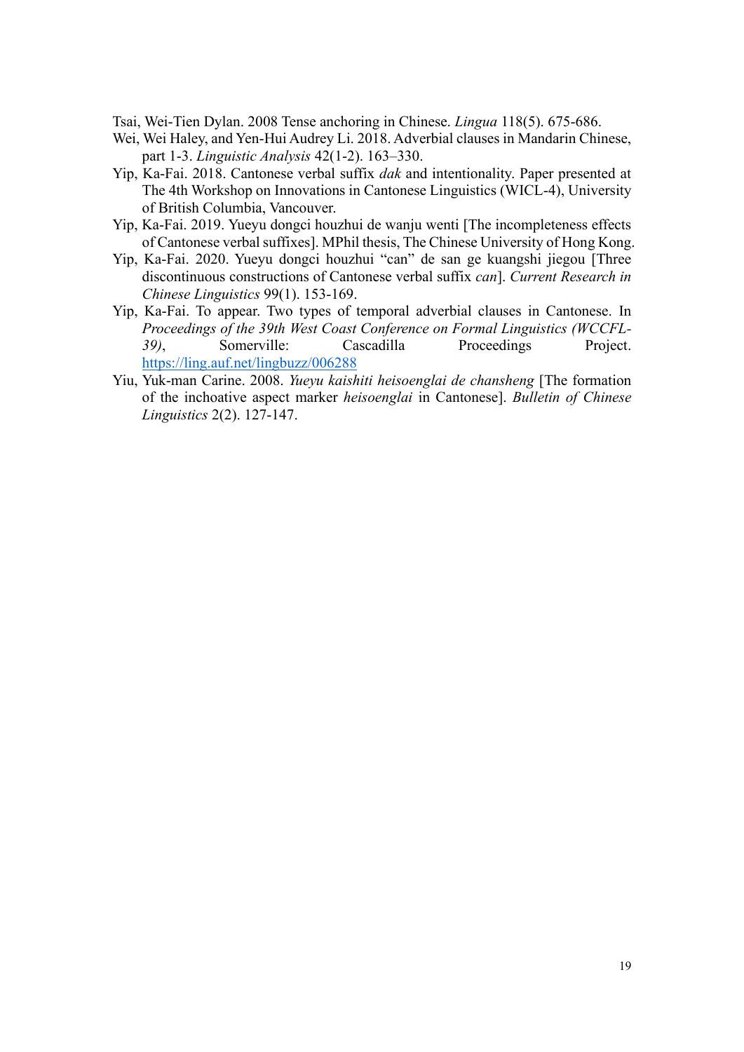Tsai, Wei-Tien Dylan. 2008 Tense anchoring in Chinese. *Lingua* 118(5). 675-686.

Wei, Wei Haley, and Yen-Hui Audrey Li. 2018. Adverbial clauses in Mandarin Chinese, part 1-3. *Linguistic Analysis* 42(1-2). 163–330.

Yip, Ka-Fai. 2018. Cantonese verbal suffix *dak* and intentionality. Paper presented at The 4th Workshop on Innovations in Cantonese Linguistics (WICL-4), University of British Columbia, Vancouver.

Yip, Ka-Fai. 2019. Yueyu dongci houzhui de wanju wenti [The incompleteness effects of Cantonese verbal suffixes]. MPhil thesis, The Chinese University of Hong Kong.

Yip, Ka-Fai. 2020. Yueyu dongci houzhui "can" de san ge kuangshi jiegou [Three discontinuous constructions of Cantonese verbal suffix *can*]. *Current Research in Chinese Linguistics* 99(1). 153-169.

Yip, Ka-Fai. To appear. Two types of temporal adverbial clauses in Cantonese. In *Proceedings of the 39th West Coast Conference on Formal Linguistics (WCCFL-39)*, Somerville: Cascadilla Proceedings Project. https://ling.auf.net/lingbuzz/006288

Yiu, Yuk-man Carine. 2008. *Yueyu kaishiti heisoenglai de chansheng* [The formation of the inchoative aspect marker *heisoenglai* in Cantonese]. *Bulletin of Chinese Linguistics* 2(2). 127-147.